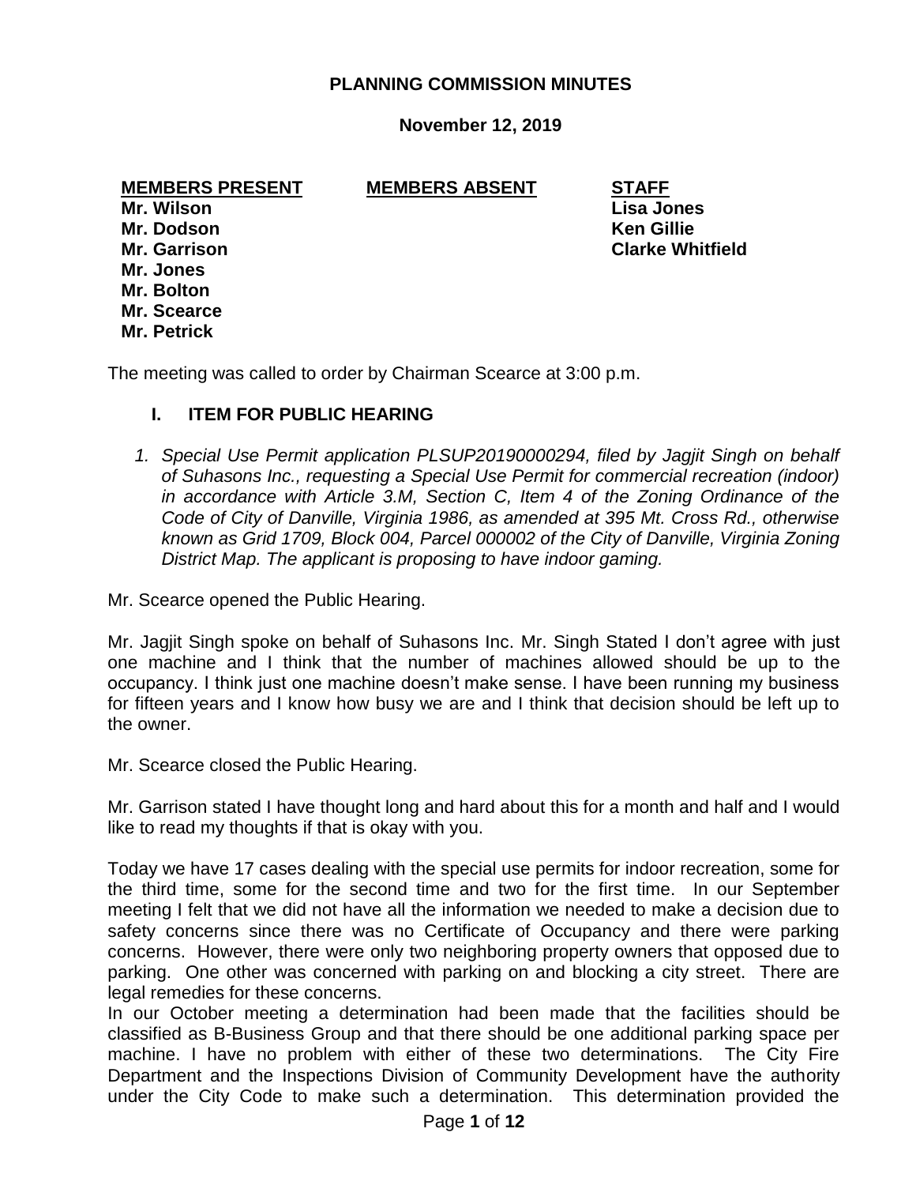# PLANNING COMMISSION MINUTES

**November 12, 2019**

| MEMBERS PRESENT | MEMBERS ABSENT | STAFF |
|---|---|---|
| Mr. Wilson | | Lisa Jones |
| Mr. Dodson | | Ken Gillie |
| Mr. Garrison | | Clarke Whitfield |
| Mr. Jones | | |
| Mr. Bolton | | |
| Mr. Scearce | | |
| Mr. Petrick | | |

The meeting was called to order by Chairman Scearce at 3:00 p.m.

## I. ITEM FOR PUBLIC HEARING

1. *Special Use Permit application PLSUP20190000294, filed by Jagjit Singh on behalf of Suhasons Inc., requesting a Special Use Permit for commercial recreation (indoor) in accordance with Article 3.M, Section C, Item 4 of the Zoning Ordinance of the Code of City of Danville, Virginia 1986, as amended at 395 Mt. Cross Rd., otherwise known as Grid 1709, Block 004, Parcel 000002 of the City of Danville, Virginia Zoning District Map. The applicant is proposing to have indoor gaming.*

Mr. Scearce opened the Public Hearing.

Mr. Jagjit Singh spoke on behalf of Suhasons Inc. Mr. Singh Stated I don't agree with just one machine and I think that the number of machines allowed should be up to the occupancy. I think just one machine doesn't make sense. I have been running my business for fifteen years and I know how busy we are and I think that decision should be left up to the owner.

Mr. Scearce closed the Public Hearing.

Mr. Garrison stated I have thought long and hard about this for a month and half and I would like to read my thoughts if that is okay with you.

Today we have 17 cases dealing with the special use permits for indoor recreation, some for the third time, some for the second time and two for the first time. In our September meeting I felt that we did not have all the information we needed to make a decision due to safety concerns since there was no Certificate of Occupancy and there were parking concerns. However, there were only two neighboring property owners that opposed due to parking. One other was concerned with parking on and blocking a city street. There are legal remedies for these concerns.

In our October meeting a determination had been made that the facilities should be classified as B-Business Group and that there should be one additional parking space per machine. I have no problem with either of these two determinations. The City Fire Department and the Inspections Division of Community Development have the authority under the City Code to make such a determination. This determination provided the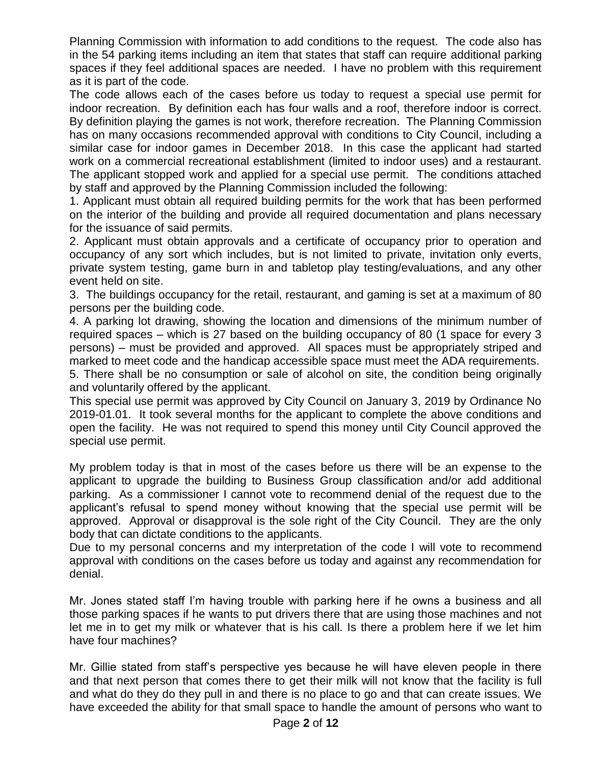Planning Commission with information to add conditions to the request. The code also has in the 54 parking items including an item that states that staff can require additional parking spaces if they feel additional spaces are needed. I have no problem with this requirement as it is part of the code.

The code allows each of the cases before us today to request a special use permit for indoor recreation. By definition each has four walls and a roof, therefore indoor is correct. By definition playing the games is not work, therefore recreation. The Planning Commission has on many occasions recommended approval with conditions to City Council, including a similar case for indoor games in December 2018. In this case the applicant had started work on a commercial recreational establishment (limited to indoor uses) and a restaurant. The applicant stopped work and applied for a special use permit. The conditions attached by staff and approved by the Planning Commission included the following:

1. Applicant must obtain all required building permits for the work that has been performed on the interior of the building and provide all required documentation and plans necessary for the issuance of said permits.
2. Applicant must obtain approvals and a certificate of occupancy prior to operation and occupancy of any sort which includes, but is not limited to private, invitation only everts, private system testing, game burn in and tabletop play testing/evaluations, and any other event held on site.
3. The buildings occupancy for the retail, restaurant, and gaming is set at a maximum of 80 persons per the building code.
4. A parking lot drawing, showing the location and dimensions of the minimum number of required spaces – which is 27 based on the building occupancy of 80 (1 space for every 3 persons) – must be provided and approved. All spaces must be appropriately striped and marked to meet code and the handicap accessible space must meet the ADA requirements.
5. There shall be no consumption or sale of alcohol on site, the condition being originally and voluntarily offered by the applicant.

This special use permit was approved by City Council on January 3, 2019 by Ordinance No 2019-01.01. It took several months for the applicant to complete the above conditions and open the facility. He was not required to spend this money until City Council approved the special use permit.

My problem today is that in most of the cases before us there will be an expense to the applicant to upgrade the building to Business Group classification and/or add additional parking. As a commissioner I cannot vote to recommend denial of the request due to the applicant's refusal to spend money without knowing that the special use permit will be approved. Approval or disapproval is the sole right of the City Council. They are the only body that can dictate conditions to the applicants.

Due to my personal concerns and my interpretation of the code I will vote to recommend approval with conditions on the cases before us today and against any recommendation for denial.

Mr. Jones stated staff I'm having trouble with parking here if he owns a business and all those parking spaces if he wants to put drivers there that are using those machines and not let me in to get my milk or whatever that is his call. Is there a problem here if we let him have four machines?

Mr. Gillie stated from staff's perspective yes because he will have eleven people in there and that next person that comes there to get their milk will not know that the facility is full and what do they do they pull in and there is no place to go and that can create issues. We have exceeded the ability for that small space to handle the amount of persons who want to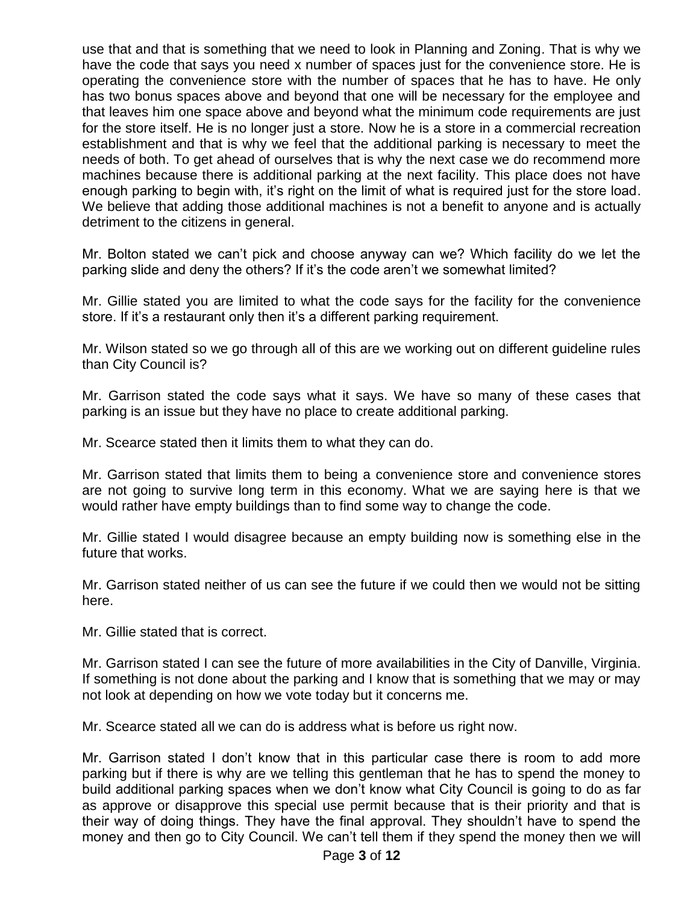use that and that is something that we need to look in Planning and Zoning. That is why we have the code that says you need x number of spaces just for the convenience store. He is operating the convenience store with the number of spaces that he has to have. He only has two bonus spaces above and beyond that one will be necessary for the employee and that leaves him one space above and beyond what the minimum code requirements are just for the store itself. He is no longer just a store. Now he is a store in a commercial recreation establishment and that is why we feel that the additional parking is necessary to meet the needs of both. To get ahead of ourselves that is why the next case we do recommend more machines because there is additional parking at the next facility. This place does not have enough parking to begin with, it's right on the limit of what is required just for the store load. We believe that adding those additional machines is not a benefit to anyone and is actually detriment to the citizens in general.

Mr. Bolton stated we can't pick and choose anyway can we? Which facility do we let the parking slide and deny the others? If it's the code aren't we somewhat limited?

Mr. Gillie stated you are limited to what the code says for the facility for the convenience store. If it's a restaurant only then it's a different parking requirement.

Mr. Wilson stated so we go through all of this are we working out on different guideline rules than City Council is?

Mr. Garrison stated the code says what it says. We have so many of these cases that parking is an issue but they have no place to create additional parking.

Mr. Scearce stated then it limits them to what they can do.

Mr. Garrison stated that limits them to being a convenience store and convenience stores are not going to survive long term in this economy. What we are saying here is that we would rather have empty buildings than to find some way to change the code.

Mr. Gillie stated I would disagree because an empty building now is something else in the future that works.

Mr. Garrison stated neither of us can see the future if we could then we would not be sitting here.

Mr. Gillie stated that is correct.

Mr. Garrison stated I can see the future of more availabilities in the City of Danville, Virginia. If something is not done about the parking and I know that is something that we may or may not look at depending on how we vote today but it concerns me.

Mr. Scearce stated all we can do is address what is before us right now.

Mr. Garrison stated I don't know that in this particular case there is room to add more parking but if there is why are we telling this gentleman that he has to spend the money to build additional parking spaces when we don't know what City Council is going to do as far as approve or disapprove this special use permit because that is their priority and that is their way of doing things. They have the final approval. They shouldn't have to spend the money and then go to City Council. We can't tell them if they spend the money then we will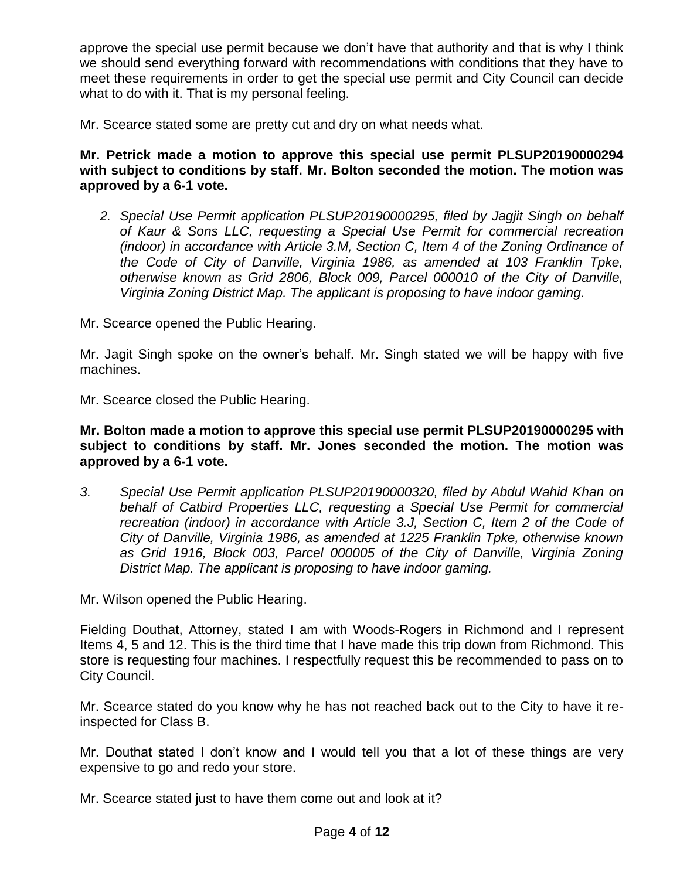approve the special use permit because we don't have that authority and that is why I think we should send everything forward with recommendations with conditions that they have to meet these requirements in order to get the special use permit and City Council can decide what to do with it. That is my personal feeling.

Mr. Scearce stated some are pretty cut and dry on what needs what.

**Mr. Petrick made a motion to approve this special use permit PLSUP20190000294 with subject to conditions by staff. Mr. Bolton seconded the motion. The motion was approved by a 6-1 vote.**

2. *Special Use Permit application PLSUP20190000295, filed by Jagjit Singh on behalf of Kaur & Sons LLC, requesting a Special Use Permit for commercial recreation (indoor) in accordance with Article 3.M, Section C, Item 4 of the Zoning Ordinance of the Code of City of Danville, Virginia 1986, as amended at 103 Franklin Tpke, otherwise known as Grid 2806, Block 009, Parcel 000010 of the City of Danville, Virginia Zoning District Map. The applicant is proposing to have indoor gaming.*

Mr. Scearce opened the Public Hearing.

Mr. Jagit Singh spoke on the owner's behalf. Mr. Singh stated we will be happy with five machines.

Mr. Scearce closed the Public Hearing.

**Mr. Bolton made a motion to approve this special use permit PLSUP20190000295 with subject to conditions by staff. Mr. Jones seconded the motion. The motion was approved by a 6-1 vote.**

3. *Special Use Permit application PLSUP20190000320, filed by Abdul Wahid Khan on behalf of Catbird Properties LLC, requesting a Special Use Permit for commercial recreation (indoor) in accordance with Article 3.J, Section C, Item 2 of the Code of City of Danville, Virginia 1986, as amended at 1225 Franklin Tpke, otherwise known as Grid 1916, Block 003, Parcel 000005 of the City of Danville, Virginia Zoning District Map. The applicant is proposing to have indoor gaming.*

Mr. Wilson opened the Public Hearing.

Fielding Douthat, Attorney, stated I am with Woods-Rogers in Richmond and I represent Items 4, 5 and 12. This is the third time that I have made this trip down from Richmond. This store is requesting four machines. I respectfully request this be recommended to pass on to City Council.

Mr. Scearce stated do you know why he has not reached back out to the City to have it re-inspected for Class B.

Mr. Douthat stated I don't know and I would tell you that a lot of these things are very expensive to go and redo your store.

Mr. Scearce stated just to have them come out and look at it?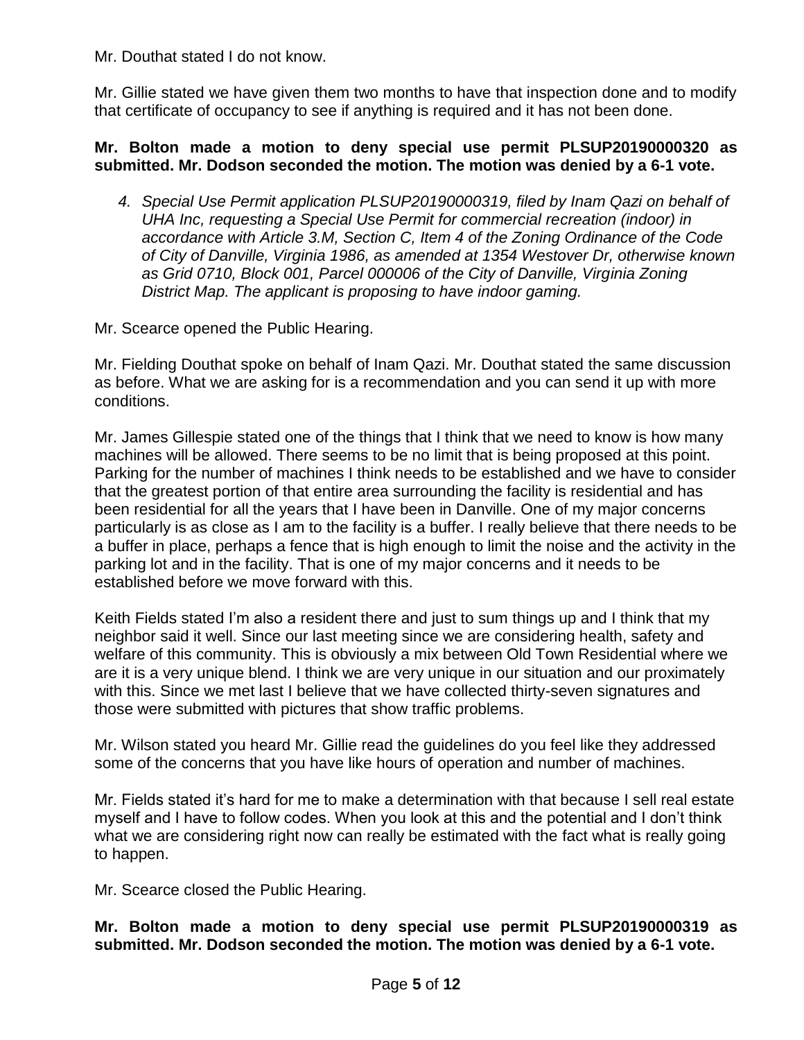Mr. Douthat stated I do not know.

Mr. Gillie stated we have given them two months to have that inspection done and to modify that certificate of occupancy to see if anything is required and it has not been done.

**Mr. Bolton made a motion to deny special use permit PLSUP20190000320 as submitted. Mr. Dodson seconded the motion. The motion was denied by a 6-1 vote.**

4. *Special Use Permit application PLSUP20190000319, filed by Inam Qazi on behalf of UHA Inc, requesting a Special Use Permit for commercial recreation (indoor) in accordance with Article 3.M, Section C, Item 4 of the Zoning Ordinance of the Code of City of Danville, Virginia 1986, as amended at 1354 Westover Dr, otherwise known as Grid 0710, Block 001, Parcel 000006 of the City of Danville, Virginia Zoning District Map. The applicant is proposing to have indoor gaming.*

Mr. Scearce opened the Public Hearing.

Mr. Fielding Douthat spoke on behalf of Inam Qazi. Mr. Douthat stated the same discussion as before. What we are asking for is a recommendation and you can send it up with more conditions.

Mr. James Gillespie stated one of the things that I think that we need to know is how many machines will be allowed. There seems to be no limit that is being proposed at this point. Parking for the number of machines I think needs to be established and we have to consider that the greatest portion of that entire area surrounding the facility is residential and has been residential for all the years that I have been in Danville. One of my major concerns particularly is as close as I am to the facility is a buffer. I really believe that there needs to be a buffer in place, perhaps a fence that is high enough to limit the noise and the activity in the parking lot and in the facility. That is one of my major concerns and it needs to be established before we move forward with this.

Keith Fields stated I'm also a resident there and just to sum things up and I think that my neighbor said it well. Since our last meeting since we are considering health, safety and welfare of this community. This is obviously a mix between Old Town Residential where we are it is a very unique blend. I think we are very unique in our situation and our proximately with this. Since we met last I believe that we have collected thirty-seven signatures and those were submitted with pictures that show traffic problems.

Mr. Wilson stated you heard Mr. Gillie read the guidelines do you feel like they addressed some of the concerns that you have like hours of operation and number of machines.

Mr. Fields stated it's hard for me to make a determination with that because I sell real estate myself and I have to follow codes. When you look at this and the potential and I don't think what we are considering right now can really be estimated with the fact what is really going to happen.

Mr. Scearce closed the Public Hearing.

**Mr. Bolton made a motion to deny special use permit PLSUP20190000319 as submitted. Mr. Dodson seconded the motion. The motion was denied by a 6-1 vote.**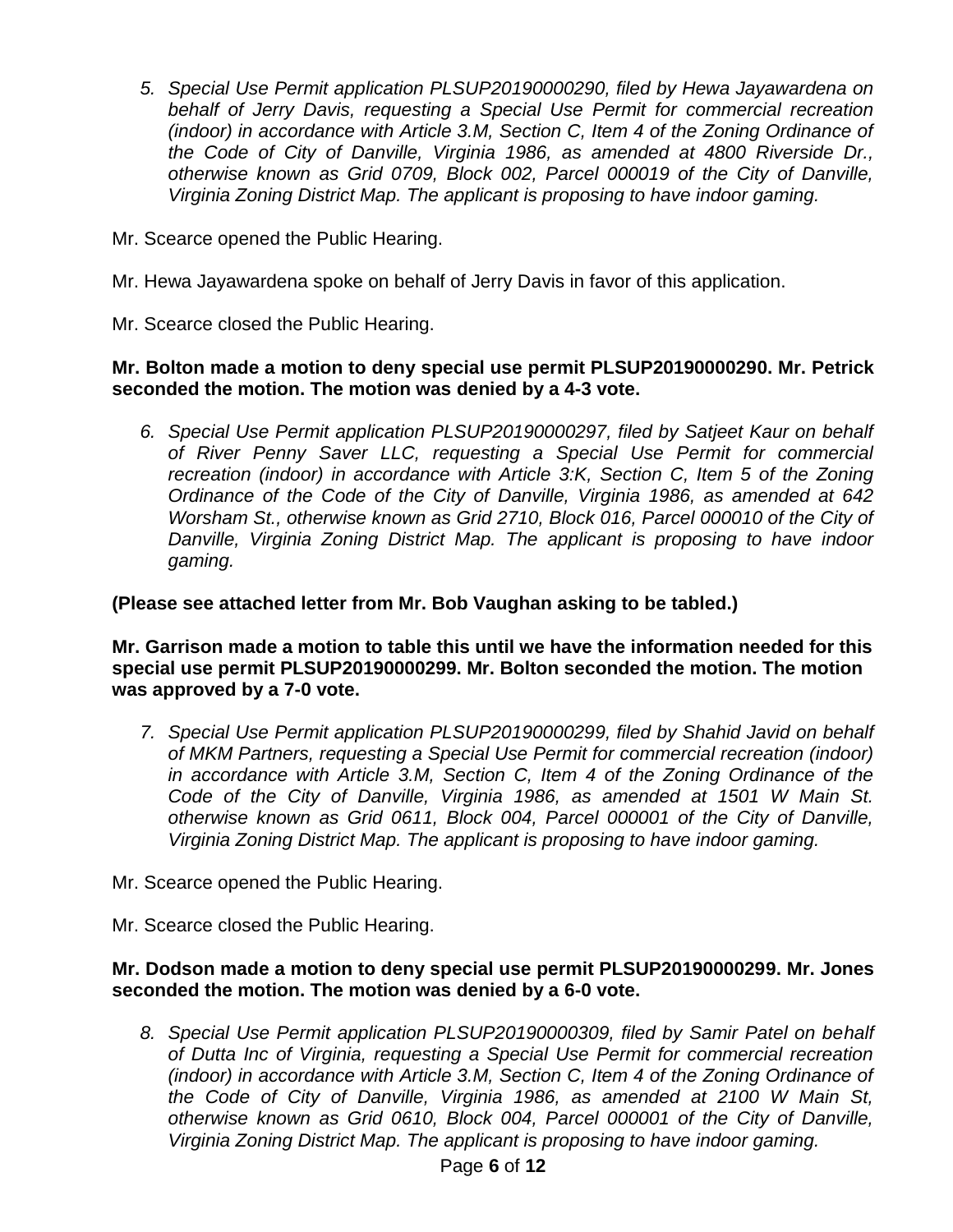5. *Special Use Permit application PLSUP20190000290, filed by Hewa Jayawardena on behalf of Jerry Davis, requesting a Special Use Permit for commercial recreation (indoor) in accordance with Article 3.M, Section C, Item 4 of the Zoning Ordinance of the Code of City of Danville, Virginia 1986, as amended at 4800 Riverside Dr., otherwise known as Grid 0709, Block 002, Parcel 000019 of the City of Danville, Virginia Zoning District Map. The applicant is proposing to have indoor gaming.*

Mr. Scearce opened the Public Hearing.

Mr. Hewa Jayawardena spoke on behalf of Jerry Davis in favor of this application.

Mr. Scearce closed the Public Hearing.

**Mr. Bolton made a motion to deny special use permit PLSUP20190000290. Mr. Petrick seconded the motion. The motion was denied by a 4-3 vote.**

6. *Special Use Permit application PLSUP20190000297, filed by Satjeet Kaur on behalf of River Penny Saver LLC, requesting a Special Use Permit for commercial recreation (indoor) in accordance with Article 3:K, Section C, Item 5 of the Zoning Ordinance of the Code of the City of Danville, Virginia 1986, as amended at 642 Worsham St., otherwise known as Grid 2710, Block 016, Parcel 000010 of the City of Danville, Virginia Zoning District Map. The applicant is proposing to have indoor gaming.*

**(Please see attached letter from Mr. Bob Vaughan asking to be tabled.)**

**Mr. Garrison made a motion to table this until we have the information needed for this special use permit PLSUP20190000299. Mr. Bolton seconded the motion. The motion was approved by a 7-0 vote.**

7. *Special Use Permit application PLSUP20190000299, filed by Shahid Javid on behalf of MKM Partners, requesting a Special Use Permit for commercial recreation (indoor) in accordance with Article 3.M, Section C, Item 4 of the Zoning Ordinance of the Code of the City of Danville, Virginia 1986, as amended at 1501 W Main St. otherwise known as Grid 0611, Block 004, Parcel 000001 of the City of Danville, Virginia Zoning District Map. The applicant is proposing to have indoor gaming.*

Mr. Scearce opened the Public Hearing.

Mr. Scearce closed the Public Hearing.

**Mr. Dodson made a motion to deny special use permit PLSUP20190000299. Mr. Jones seconded the motion. The motion was denied by a 6-0 vote.**

8. *Special Use Permit application PLSUP20190000309, filed by Samir Patel on behalf of Dutta Inc of Virginia, requesting a Special Use Permit for commercial recreation (indoor) in accordance with Article 3.M, Section C, Item 4 of the Zoning Ordinance of the Code of City of Danville, Virginia 1986, as amended at 2100 W Main St, otherwise known as Grid 0610, Block 004, Parcel 000001 of the City of Danville, Virginia Zoning District Map. The applicant is proposing to have indoor gaming.*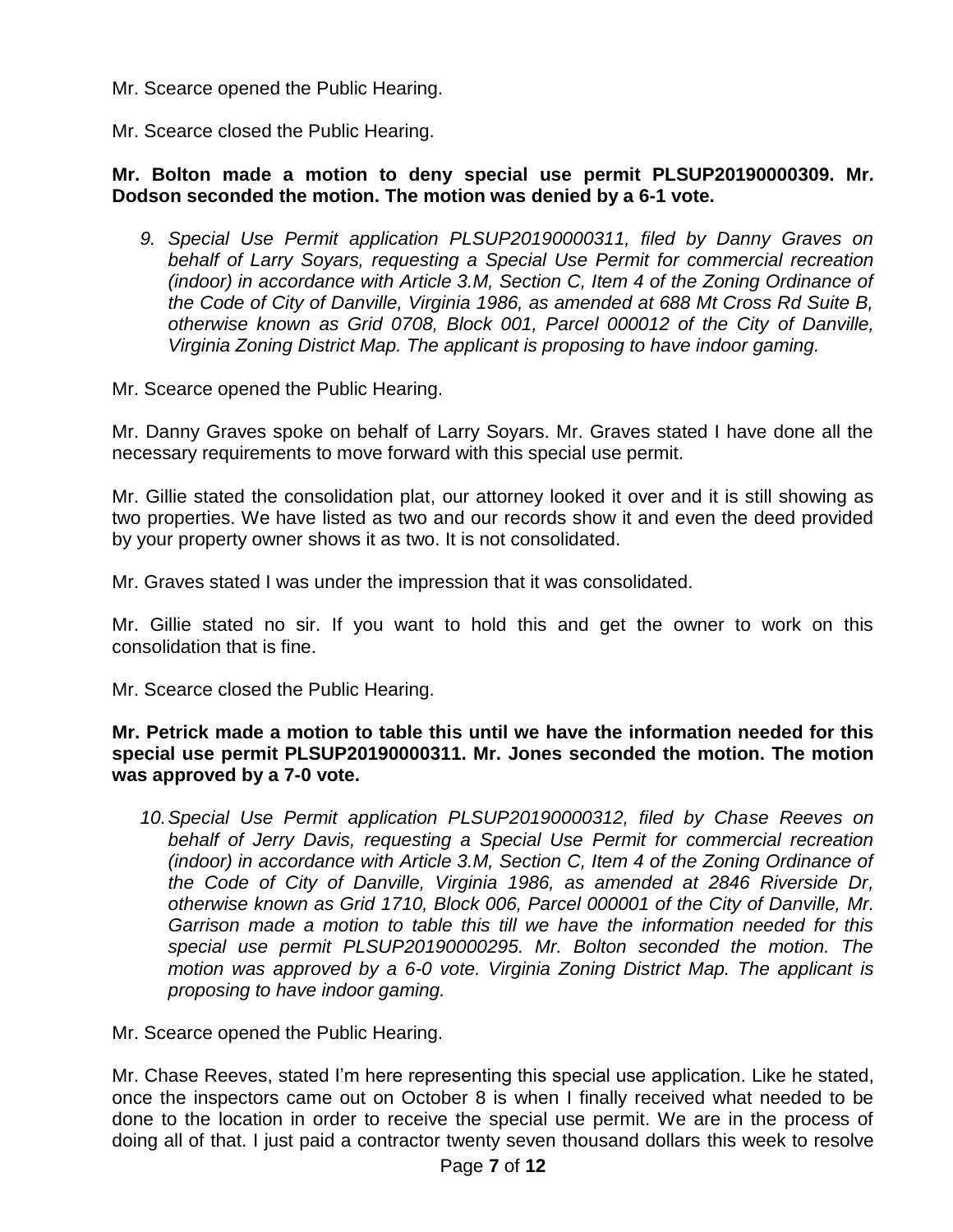Mr. Scearce opened the Public Hearing.

Mr. Scearce closed the Public Hearing.

**Mr. Bolton made a motion to deny special use permit PLSUP20190000309. Mr. Dodson seconded the motion. The motion was denied by a 6-1 vote.**

9. *Special Use Permit application PLSUP20190000311, filed by Danny Graves on behalf of Larry Soyars, requesting a Special Use Permit for commercial recreation (indoor) in accordance with Article 3.M, Section C, Item 4 of the Zoning Ordinance of the Code of City of Danville, Virginia 1986, as amended at 688 Mt Cross Rd Suite B, otherwise known as Grid 0708, Block 001, Parcel 000012 of the City of Danville, Virginia Zoning District Map. The applicant is proposing to have indoor gaming.*

Mr. Scearce opened the Public Hearing.

Mr. Danny Graves spoke on behalf of Larry Soyars. Mr. Graves stated I have done all the necessary requirements to move forward with this special use permit.

Mr. Gillie stated the consolidation plat, our attorney looked it over and it is still showing as two properties. We have listed as two and our records show it and even the deed provided by your property owner shows it as two. It is not consolidated.

Mr. Graves stated I was under the impression that it was consolidated.

Mr. Gillie stated no sir. If you want to hold this and get the owner to work on this consolidation that is fine.

Mr. Scearce closed the Public Hearing.

**Mr. Petrick made a motion to table this until we have the information needed for this special use permit PLSUP20190000311. Mr. Jones seconded the motion. The motion was approved by a 7-0 vote.**

10. *Special Use Permit application PLSUP20190000312, filed by Chase Reeves on behalf of Jerry Davis, requesting a Special Use Permit for commercial recreation (indoor) in accordance with Article 3.M, Section C, Item 4 of the Zoning Ordinance of the Code of City of Danville, Virginia 1986, as amended at 2846 Riverside Dr, otherwise known as Grid 1710, Block 006, Parcel 000001 of the City of Danville, Mr. Garrison made a motion to table this till we have the information needed for this special use permit PLSUP20190000295. Mr. Bolton seconded the motion. The motion was approved by a 6-0 vote. Virginia Zoning District Map. The applicant is proposing to have indoor gaming.*

Mr. Scearce opened the Public Hearing.

Mr. Chase Reeves, stated I'm here representing this special use application. Like he stated, once the inspectors came out on October 8 is when I finally received what needed to be done to the location in order to receive the special use permit. We are in the process of doing all of that. I just paid a contractor twenty seven thousand dollars this week to resolve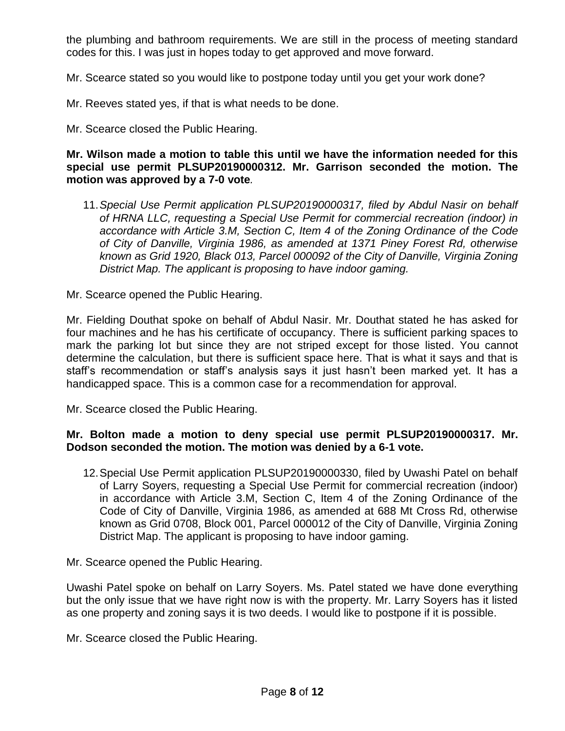the plumbing and bathroom requirements. We are still in the process of meeting standard codes for this. I was just in hopes today to get approved and move forward.

Mr. Scearce stated so you would like to postpone today until you get your work done?

Mr. Reeves stated yes, if that is what needs to be done.

Mr. Scearce closed the Public Hearing.

**Mr. Wilson made a motion to table this until we have the information needed for this special use permit PLSUP20190000312. Mr. Garrison seconded the motion. The motion was approved by a 7-0 vote***.*

11. *Special Use Permit application PLSUP20190000317, filed by Abdul Nasir on behalf of HRNA LLC, requesting a Special Use Permit for commercial recreation (indoor) in accordance with Article 3.M, Section C, Item 4 of the Zoning Ordinance of the Code of City of Danville, Virginia 1986, as amended at 1371 Piney Forest Rd, otherwise known as Grid 1920, Black 013, Parcel 000092 of the City of Danville, Virginia Zoning District Map. The applicant is proposing to have indoor gaming.*

Mr. Scearce opened the Public Hearing.

Mr. Fielding Douthat spoke on behalf of Abdul Nasir. Mr. Douthat stated he has asked for four machines and he has his certificate of occupancy. There is sufficient parking spaces to mark the parking lot but since they are not striped except for those listed. You cannot determine the calculation, but there is sufficient space here. That is what it says and that is staff's recommendation or staff's analysis says it just hasn't been marked yet. It has a handicapped space. This is a common case for a recommendation for approval.

Mr. Scearce closed the Public Hearing.

**Mr. Bolton made a motion to deny special use permit PLSUP20190000317. Mr. Dodson seconded the motion. The motion was denied by a 6-1 vote.**

12. Special Use Permit application PLSUP20190000330, filed by Uwashi Patel on behalf of Larry Soyers, requesting a Special Use Permit for commercial recreation (indoor) in accordance with Article 3.M, Section C, Item 4 of the Zoning Ordinance of the Code of City of Danville, Virginia 1986, as amended at 688 Mt Cross Rd, otherwise known as Grid 0708, Block 001, Parcel 000012 of the City of Danville, Virginia Zoning District Map. The applicant is proposing to have indoor gaming.

Mr. Scearce opened the Public Hearing.

Uwashi Patel spoke on behalf on Larry Soyers. Ms. Patel stated we have done everything but the only issue that we have right now is with the property. Mr. Larry Soyers has it listed as one property and zoning says it is two deeds. I would like to postpone if it is possible.

Mr. Scearce closed the Public Hearing.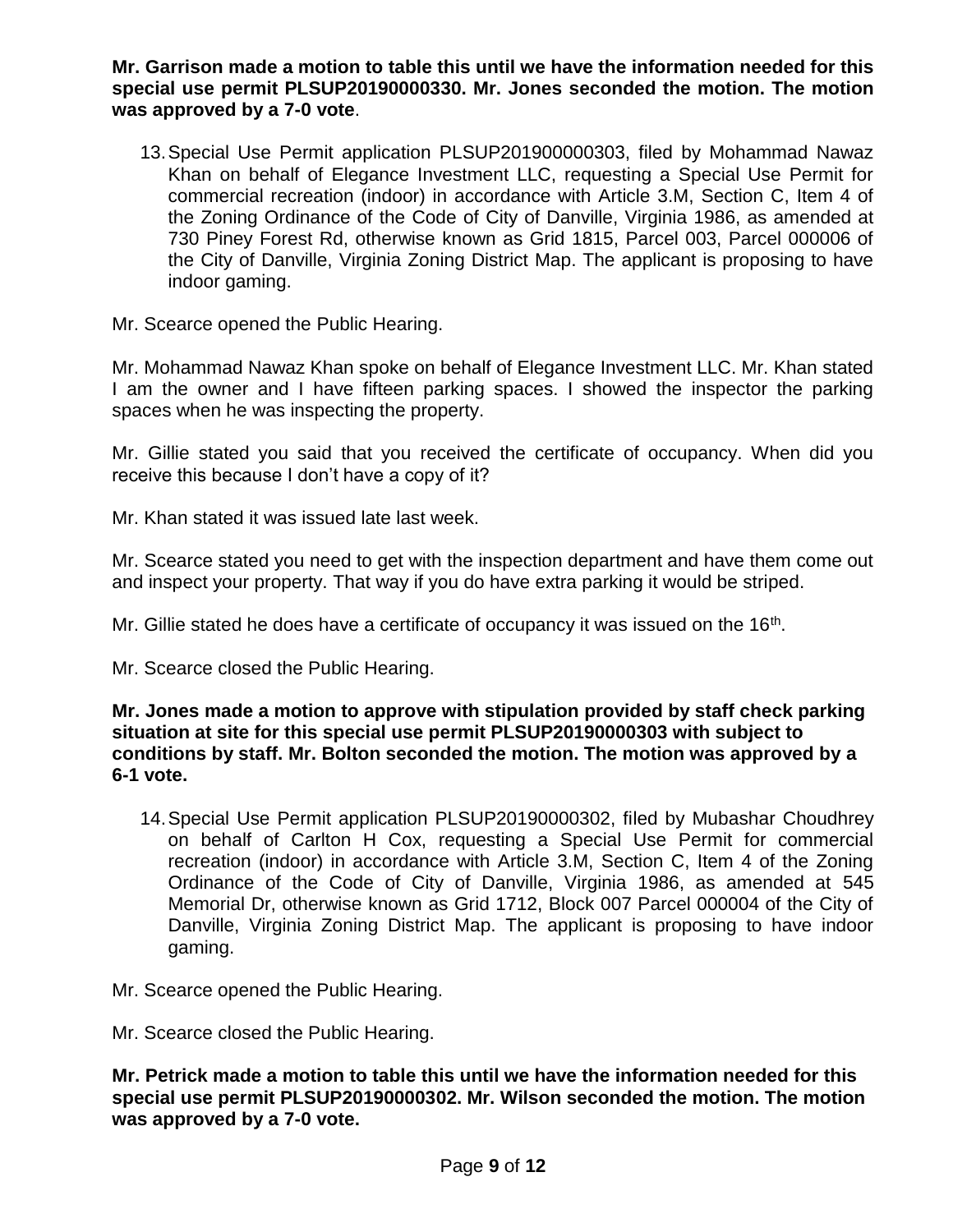**Mr. Garrison made a motion to table this until we have the information needed for this special use permit PLSUP20190000330. Mr. Jones seconded the motion. The motion was approved by a 7-0 vote**.

13. Special Use Permit application PLSUP201900000303, filed by Mohammad Nawaz Khan on behalf of Elegance Investment LLC, requesting a Special Use Permit for commercial recreation (indoor) in accordance with Article 3.M, Section C, Item 4 of the Zoning Ordinance of the Code of City of Danville, Virginia 1986, as amended at 730 Piney Forest Rd, otherwise known as Grid 1815, Parcel 003, Parcel 000006 of the City of Danville, Virginia Zoning District Map. The applicant is proposing to have indoor gaming.

Mr. Scearce opened the Public Hearing.

Mr. Mohammad Nawaz Khan spoke on behalf of Elegance Investment LLC. Mr. Khan stated I am the owner and I have fifteen parking spaces. I showed the inspector the parking spaces when he was inspecting the property.

Mr. Gillie stated you said that you received the certificate of occupancy. When did you receive this because I don't have a copy of it?

Mr. Khan stated it was issued late last week.

Mr. Scearce stated you need to get with the inspection department and have them come out and inspect your property. That way if you do have extra parking it would be striped.

Mr. Gillie stated he does have a certificate of occupancy it was issued on the 16th.

Mr. Scearce closed the Public Hearing.

**Mr. Jones made a motion to approve with stipulation provided by staff check parking situation at site for this special use permit PLSUP20190000303 with subject to conditions by staff. Mr. Bolton seconded the motion. The motion was approved by a 6-1 vote.**

14. Special Use Permit application PLSUP20190000302, filed by Mubashar Choudhrey on behalf of Carlton H Cox, requesting a Special Use Permit for commercial recreation (indoor) in accordance with Article 3.M, Section C, Item 4 of the Zoning Ordinance of the Code of City of Danville, Virginia 1986, as amended at 545 Memorial Dr, otherwise known as Grid 1712, Block 007 Parcel 000004 of the City of Danville, Virginia Zoning District Map. The applicant is proposing to have indoor gaming.

Mr. Scearce opened the Public Hearing.

Mr. Scearce closed the Public Hearing.

**Mr. Petrick made a motion to table this until we have the information needed for this special use permit PLSUP20190000302. Mr. Wilson seconded the motion. The motion was approved by a 7-0 vote.**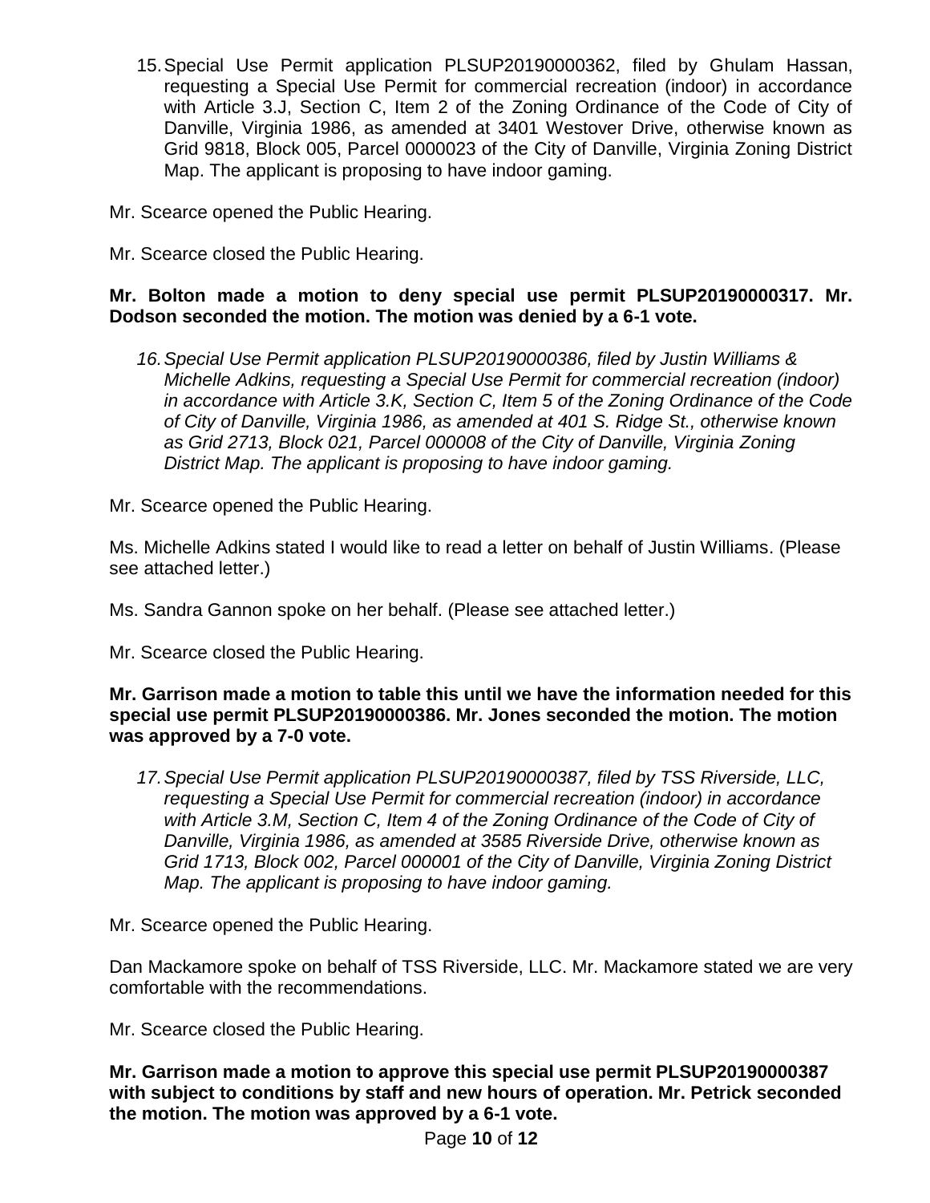15. Special Use Permit application PLSUP20190000362, filed by Ghulam Hassan, requesting a Special Use Permit for commercial recreation (indoor) in accordance with Article 3.J, Section C, Item 2 of the Zoning Ordinance of the Code of City of Danville, Virginia 1986, as amended at 3401 Westover Drive, otherwise known as Grid 9818, Block 005, Parcel 0000023 of the City of Danville, Virginia Zoning District Map. The applicant is proposing to have indoor gaming.

Mr. Scearce opened the Public Hearing.

Mr. Scearce closed the Public Hearing.

**Mr. Bolton made a motion to deny special use permit PLSUP20190000317. Mr. Dodson seconded the motion. The motion was denied by a 6-1 vote.**

16. *Special Use Permit application PLSUP20190000386, filed by Justin Williams & Michelle Adkins, requesting a Special Use Permit for commercial recreation (indoor) in accordance with Article 3.K, Section C, Item 5 of the Zoning Ordinance of the Code of City of Danville, Virginia 1986, as amended at 401 S. Ridge St., otherwise known as Grid 2713, Block 021, Parcel 000008 of the City of Danville, Virginia Zoning District Map. The applicant is proposing to have indoor gaming.*

Mr. Scearce opened the Public Hearing.

Ms. Michelle Adkins stated I would like to read a letter on behalf of Justin Williams. (Please see attached letter.)

Ms. Sandra Gannon spoke on her behalf. (Please see attached letter.)

Mr. Scearce closed the Public Hearing.

**Mr. Garrison made a motion to table this until we have the information needed for this special use permit PLSUP20190000386. Mr. Jones seconded the motion. The motion was approved by a 7-0 vote.**

17. *Special Use Permit application PLSUP20190000387, filed by TSS Riverside, LLC, requesting a Special Use Permit for commercial recreation (indoor) in accordance with Article 3.M, Section C, Item 4 of the Zoning Ordinance of the Code of City of Danville, Virginia 1986, as amended at 3585 Riverside Drive, otherwise known as Grid 1713, Block 002, Parcel 000001 of the City of Danville, Virginia Zoning District Map. The applicant is proposing to have indoor gaming.*

Mr. Scearce opened the Public Hearing.

Dan Mackamore spoke on behalf of TSS Riverside, LLC. Mr. Mackamore stated we are very comfortable with the recommendations.

Mr. Scearce closed the Public Hearing.

**Mr. Garrison made a motion to approve this special use permit PLSUP20190000387 with subject to conditions by staff and new hours of operation. Mr. Petrick seconded the motion. The motion was approved by a 6-1 vote.**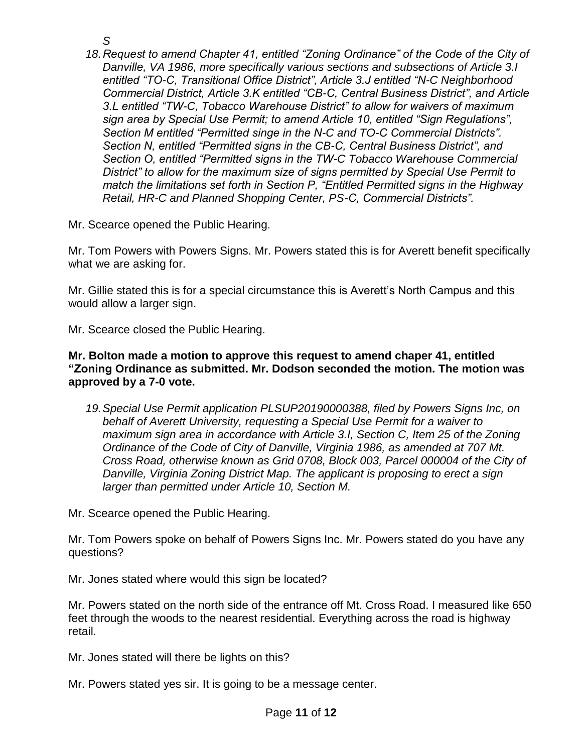*S*

18. *Request to amend Chapter 41, entitled "Zoning Ordinance" of the Code of the City of Danville, VA 1986, more specifically various sections and subsections of Article 3.I entitled "TO-C, Transitional Office District", Article 3.J entitled "N-C Neighborhood Commercial District, Article 3.K entitled "CB-C, Central Business District", and Article 3.L entitled "TW-C, Tobacco Warehouse District" to allow for waivers of maximum sign area by Special Use Permit; to amend Article 10, entitled "Sign Regulations", Section M entitled "Permitted singe in the N-C and TO-C Commercial Districts". Section N, entitled "Permitted signs in the CB-C, Central Business District", and Section O, entitled "Permitted signs in the TW-C Tobacco Warehouse Commercial District" to allow for the maximum size of signs permitted by Special Use Permit to match the limitations set forth in Section P, "Entitled Permitted signs in the Highway Retail, HR-C and Planned Shopping Center, PS-C, Commercial Districts".*

Mr. Scearce opened the Public Hearing.

Mr. Tom Powers with Powers Signs. Mr. Powers stated this is for Averett benefit specifically what we are asking for.

Mr. Gillie stated this is for a special circumstance this is Averett's North Campus and this would allow a larger sign.

Mr. Scearce closed the Public Hearing.

**Mr. Bolton made a motion to approve this request to amend chaper 41, entitled "Zoning Ordinance as submitted. Mr. Dodson seconded the motion. The motion was approved by a 7-0 vote.**

19. *Special Use Permit application PLSUP20190000388, filed by Powers Signs Inc, on behalf of Averett University, requesting a Special Use Permit for a waiver to maximum sign area in accordance with Article 3.I, Section C, Item 25 of the Zoning Ordinance of the Code of City of Danville, Virginia 1986, as amended at 707 Mt. Cross Road, otherwise known as Grid 0708, Block 003, Parcel 000004 of the City of Danville, Virginia Zoning District Map. The applicant is proposing to erect a sign larger than permitted under Article 10, Section M.*

Mr. Scearce opened the Public Hearing.

Mr. Tom Powers spoke on behalf of Powers Signs Inc. Mr. Powers stated do you have any questions?

Mr. Jones stated where would this sign be located?

Mr. Powers stated on the north side of the entrance off Mt. Cross Road. I measured like 650 feet through the woods to the nearest residential. Everything across the road is highway retail.

Mr. Jones stated will there be lights on this?

Mr. Powers stated yes sir. It is going to be a message center.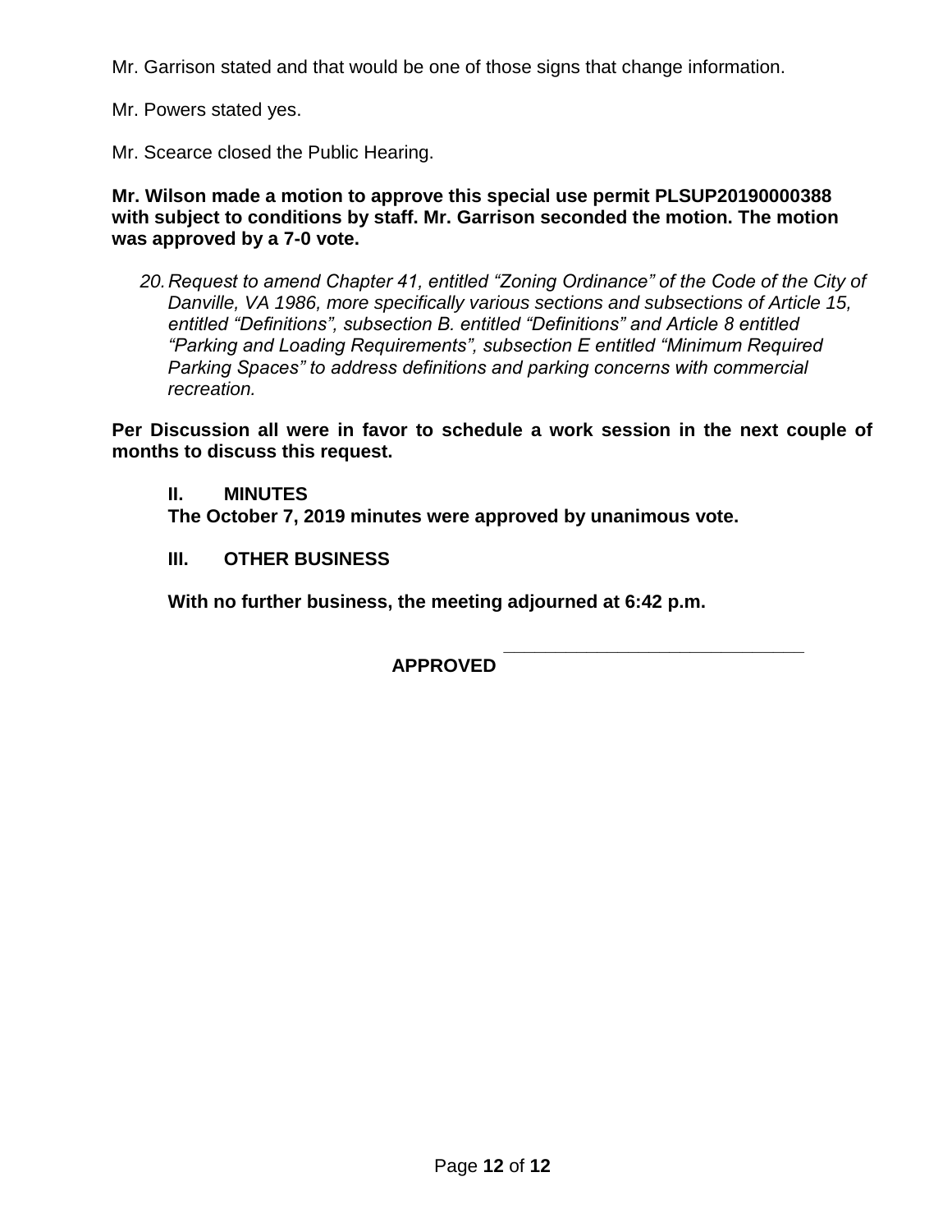Mr. Garrison stated and that would be one of those signs that change information.

Mr. Powers stated yes.

Mr. Scearce closed the Public Hearing.

**Mr. Wilson made a motion to approve this special use permit PLSUP20190000388 with subject to conditions by staff. Mr. Garrison seconded the motion. The motion was approved by a 7-0 vote.**

20. *Request to amend Chapter 41, entitled "Zoning Ordinance" of the Code of the City of Danville, VA 1986, more specifically various sections and subsections of Article 15, entitled "Definitions", subsection B. entitled "Definitions" and Article 8 entitled "Parking and Loading Requirements", subsection E entitled "Minimum Required Parking Spaces" to address definitions and parking concerns with commercial recreation.*

**Per Discussion all were in favor to schedule a work session in the next couple of months to discuss this request.**

## II. MINUTES

**The October 7, 2019 minutes were approved by unanimous vote.**

## III. OTHER BUSINESS

**With no further business, the meeting adjourned at 6:42 p.m.**

**APPROVED** ______________________________